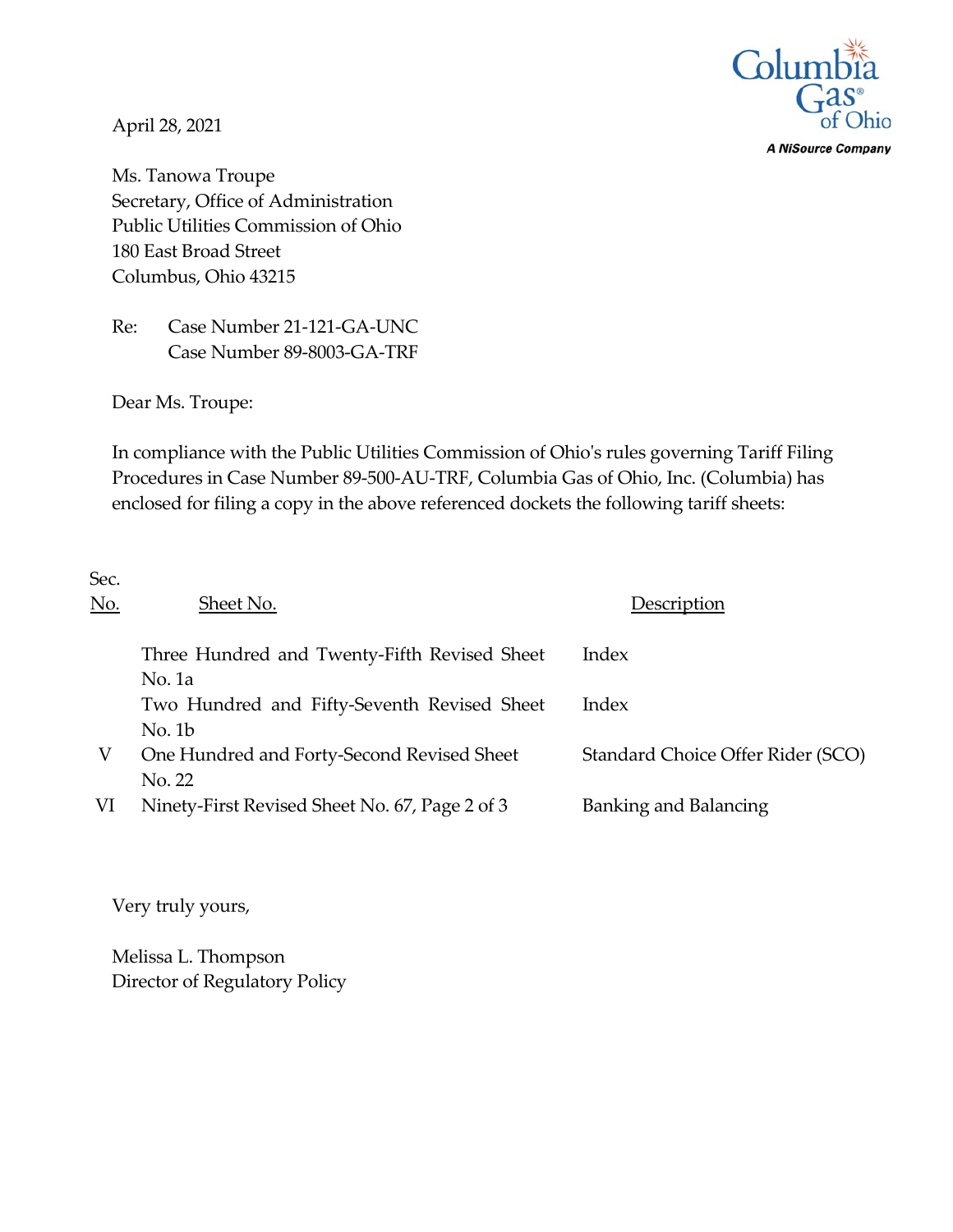Columbia Gas of Ohio
A NiSource Company

April 28, 2021

Ms. Tanowa Troupe
Secretary, Office of Administration
Public Utilities Commission of Ohio
180 East Broad Street
Columbus, Ohio 43215

Re: Case Number 21-121-GA-UNC
Case Number 89-8003-GA-TRF

Dear Ms. Troupe:

In compliance with the Public Utilities Commission of Ohio's rules governing Tariff Filing Procedures in Case Number 89-500-AU-TRF, Columbia Gas of Ohio, Inc. (Columbia) has enclosed for filing a copy in the above referenced dockets the following tariff sheets:

| Sec. No. | Sheet No. | Description |
| --- | --- | --- |
| | Three Hundred and Twenty-Fifth Revised Sheet No. 1a | Index |
| | Two Hundred and Fifty-Seventh Revised Sheet No. 1b | Index |
| V | One Hundred and Forty-Second Revised Sheet No. 22 | Standard Choice Offer Rider (SCO) |
| VI | Ninety-First Revised Sheet No. 67, Page 2 of 3 | Banking and Balancing |

Very truly yours,

Melissa L. Thompson
Director of Regulatory Policy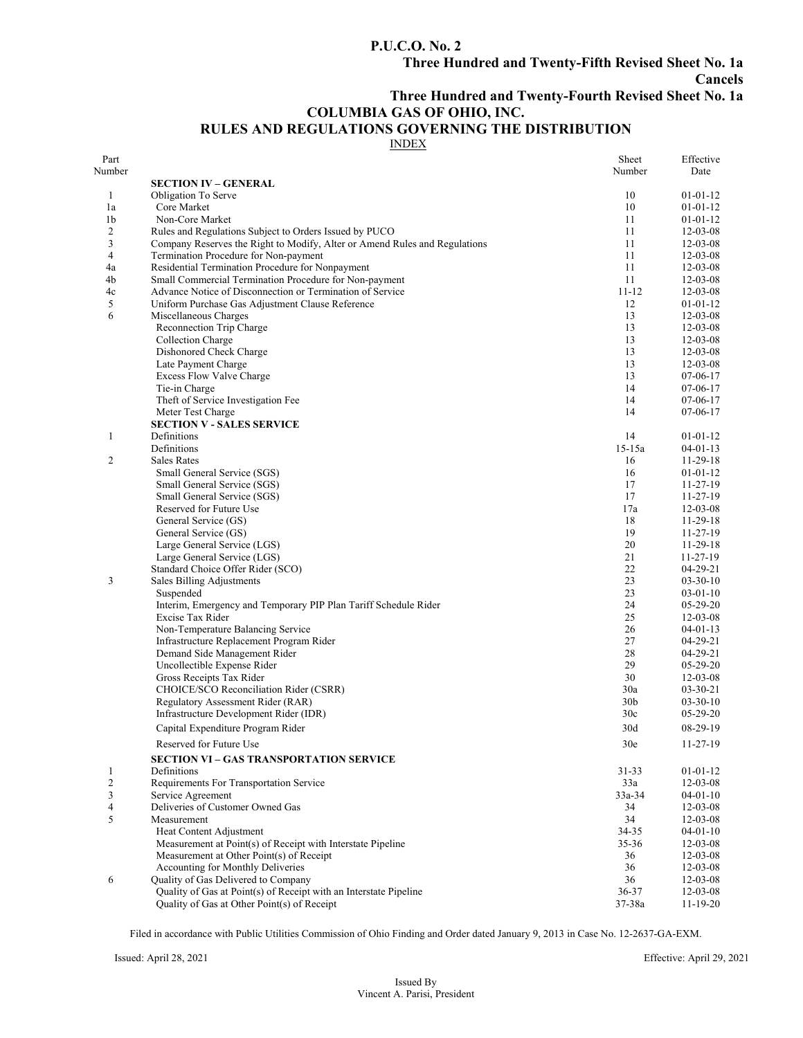**P.U.C.O. No. 2**

**Three Hundred and Twenty-Fifth Revised Sheet No. 1a**

**Cancels**

**Three Hundred and Twenty-Fourth Revised Sheet No. 1a**

## COLUMBIA GAS OF OHIO, INC.

## RULES AND REGULATIONS GOVERNING THE DISTRIBUTION

INDEX

| Part Number | | Sheet Number | Effective Date |
|---|---|---|---|
| | **SECTION IV – GENERAL** | | |
| 1 | Obligation To Serve | 10 | 01-01-12 |
| 1a | Core Market | 10 | 01-01-12 |
| 1b | Non-Core Market | 11 | 01-01-12 |
| 2 | Rules and Regulations Subject to Orders Issued by PUCO | 11 | 12-03-08 |
| 3 | Company Reserves the Right to Modify, Alter or Amend Rules and Regulations | 11 | 12-03-08 |
| 4 | Termination Procedure for Non-payment | 11 | 12-03-08 |
| 4a | Residential Termination Procedure for Nonpayment | 11 | 12-03-08 |
| 4b | Small Commercial Termination Procedure for Non-payment | 11 | 12-03-08 |
| 4c | Advance Notice of Disconnection or Termination of Service | 11-12 | 12-03-08 |
| 5 | Uniform Purchase Gas Adjustment Clause Reference | 12 | 01-01-12 |
| 6 | Miscellaneous Charges | 13 | 12-03-08 |
| | Reconnection Trip Charge | 13 | 12-03-08 |
| | Collection Charge | 13 | 12-03-08 |
| | Dishonored Check Charge | 13 | 12-03-08 |
| | Late Payment Charge | 13 | 12-03-08 |
| | Excess Flow Valve Charge | 13 | 07-06-17 |
| | Tie-in Charge | 14 | 07-06-17 |
| | Theft of Service Investigation Fee | 14 | 07-06-17 |
| | Meter Test Charge | 14 | 07-06-17 |
| | **SECTION V - SALES SERVICE** | | |
| 1 | Definitions | 14 | 01-01-12 |
| | Definitions | 15-15a | 04-01-13 |
| 2 | Sales Rates | 16 | 11-29-18 |
| | Small General Service (SGS) | 16 | 01-01-12 |
| | Small General Service (SGS) | 17 | 11-27-19 |
| | Small General Service (SGS) | 17 | 11-27-19 |
| | Reserved for Future Use | 17a | 12-03-08 |
| | General Service (GS) | 18 | 11-29-18 |
| | General Service (GS) | 19 | 11-27-19 |
| | Large General Service (LGS) | 20 | 11-29-18 |
| | Large General Service (LGS) | 21 | 11-27-19 |
| | Standard Choice Offer Rider (SCO) | 22 | 04-29-21 |
| 3 | Sales Billing Adjustments | 23 | 03-30-10 |
| | Suspended | 23 | 03-01-10 |
| | Interim, Emergency and Temporary PIP Plan Tariff Schedule Rider | 24 | 05-29-20 |
| | Excise Tax Rider | 25 | 12-03-08 |
| | Non-Temperature Balancing Service | 26 | 04-01-13 |
| | Infrastructure Replacement Program Rider | 27 | 04-29-21 |
| | Demand Side Management Rider | 28 | 04-29-21 |
| | Uncollectible Expense Rider | 29 | 05-29-20 |
| | Gross Receipts Tax Rider | 30 | 12-03-08 |
| | CHOICE/SCO Reconciliation Rider (CSRR) | 30a | 03-30-21 |
| | Regulatory Assessment Rider (RAR) | 30b | 03-30-10 |
| | Infrastructure Development Rider (IDR) | 30c | 05-29-20 |
| | Capital Expenditure Program Rider | 30d | 08-29-19 |
| | Reserved for Future Use | 30e | 11-27-19 |
| | **SECTION VI – GAS TRANSPORTATION SERVICE** | | |
| 1 | Definitions | 31-33 | 01-01-12 |
| 2 | Requirements For Transportation Service | 33a | 12-03-08 |
| 3 | Service Agreement | 33a-34 | 04-01-10 |
| 4 | Deliveries of Customer Owned Gas | 34 | 12-03-08 |
| 5 | Measurement | 34 | 12-03-08 |
| | Heat Content Adjustment | 34-35 | 04-01-10 |
| | Measurement at Point(s) of Receipt with Interstate Pipeline | 35-36 | 12-03-08 |
| | Measurement at Other Point(s) of Receipt | 36 | 12-03-08 |
| | Accounting for Monthly Deliveries | 36 | 12-03-08 |
| 6 | Quality of Gas Delivered to Company | 36 | 12-03-08 |
| | Quality of Gas at Point(s) of Receipt with an Interstate Pipeline | 36-37 | 12-03-08 |
| | Quality of Gas at Other Point(s) of Receipt | 37-38a | 11-19-20 |

Filed in accordance with Public Utilities Commission of Ohio Finding and Order dated January 9, 2013 in Case No. 12-2637-GA-EXM.

Issued: April 28, 2021 Effective: April 29, 2021

Issued By
Vincent A. Parisi, President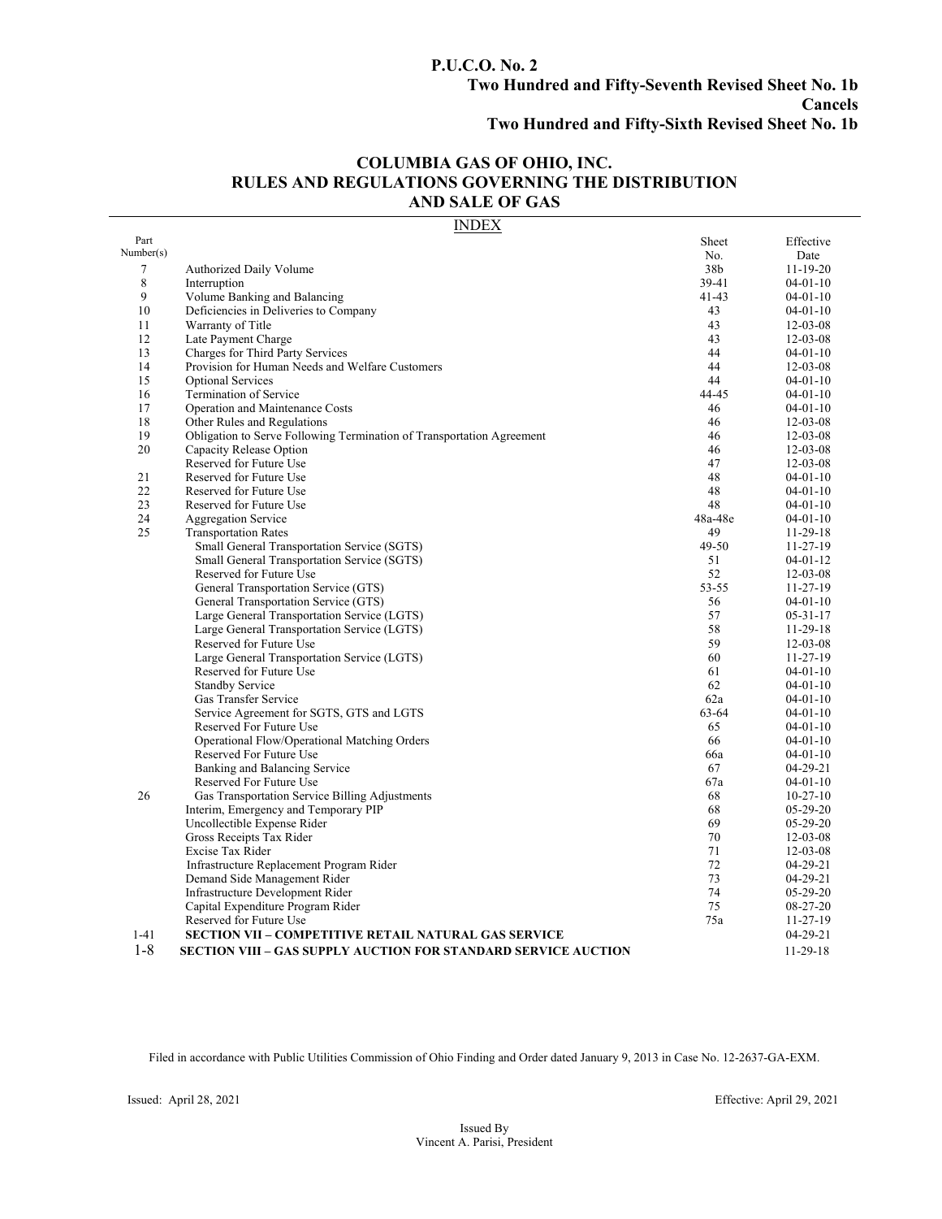**P.U.C.O. No. 2**
**Two Hundred and Fifty-Seventh Revised Sheet No. 1b**
**Cancels**
**Two Hundred and Fifty-Sixth Revised Sheet No. 1b**

# COLUMBIA GAS OF OHIO, INC.
## RULES AND REGULATIONS GOVERNING THE DISTRIBUTION AND SALE OF GAS

INDEX

| Part Number(s) | | Sheet No. | Effective Date |
|---|---|---|---|
| 7 | Authorized Daily Volume | 38b | 11-19-20 |
| 8 | Interruption | 39-41 | 04-01-10 |
| 9 | Volume Banking and Balancing | 41-43 | 04-01-10 |
| 10 | Deficiencies in Deliveries to Company | 43 | 04-01-10 |
| 11 | Warranty of Title | 43 | 12-03-08 |
| 12 | Late Payment Charge | 43 | 12-03-08 |
| 13 | Charges for Third Party Services | 44 | 04-01-10 |
| 14 | Provision for Human Needs and Welfare Customers | 44 | 12-03-08 |
| 15 | Optional Services | 44 | 04-01-10 |
| 16 | Termination of Service | 44-45 | 04-01-10 |
| 17 | Operation and Maintenance Costs | 46 | 04-01-10 |
| 18 | Other Rules and Regulations | 46 | 12-03-08 |
| 19 | Obligation to Serve Following Termination of Transportation Agreement | 46 | 12-03-08 |
| 20 | Capacity Release Option | 46 | 12-03-08 |
| | Reserved for Future Use | 47 | 12-03-08 |
| 21 | Reserved for Future Use | 48 | 04-01-10 |
| 22 | Reserved for Future Use | 48 | 04-01-10 |
| 23 | Reserved for Future Use | 48 | 04-01-10 |
| 24 | Aggregation Service | 48a-48e | 04-01-10 |
| 25 | Transportation Rates | 49 | 11-29-18 |
| | Small General Transportation Service (SGTS) | 49-50 | 11-27-19 |
| | Small General Transportation Service (SGTS) | 51 | 04-01-12 |
| | Reserved for Future Use | 52 | 12-03-08 |
| | General Transportation Service (GTS) | 53-55 | 11-27-19 |
| | General Transportation Service (GTS) | 56 | 04-01-10 |
| | Large General Transportation Service (LGTS) | 57 | 05-31-17 |
| | Large General Transportation Service (LGTS) | 58 | 11-29-18 |
| | Reserved for Future Use | 59 | 12-03-08 |
| | Large General Transportation Service (LGTS) | 60 | 11-27-19 |
| | Reserved for Future Use | 61 | 04-01-10 |
| | Standby Service | 62 | 04-01-10 |
| | Gas Transfer Service | 62a | 04-01-10 |
| | Service Agreement for SGTS, GTS and LGTS | 63-64 | 04-01-10 |
| | Reserved For Future Use | 65 | 04-01-10 |
| | Operational Flow/Operational Matching Orders | 66 | 04-01-10 |
| | Reserved For Future Use | 66a | 04-01-10 |
| | Banking and Balancing Service | 67 | 04-29-21 |
| | Reserved For Future Use | 67a | 04-01-10 |
| 26 | Gas Transportation Service Billing Adjustments | 68 | 10-27-10 |
| | Interim, Emergency and Temporary PIP | 68 | 05-29-20 |
| | Uncollectible Expense Rider | 69 | 05-29-20 |
| | Gross Receipts Tax Rider | 70 | 12-03-08 |
| | Excise Tax Rider | 71 | 12-03-08 |
| | Infrastructure Replacement Program Rider | 72 | 04-29-21 |
| | Demand Side Management Rider | 73 | 04-29-21 |
| | Infrastructure Development Rider | 74 | 05-29-20 |
| | Capital Expenditure Program Rider | 75 | 08-27-20 |
| | Reserved for Future Use | 75a | 11-27-19 |
| 1-41 | **SECTION VII – COMPETITIVE RETAIL NATURAL GAS SERVICE** | | 04-29-21 |
| 1-8 | **SECTION VIII – GAS SUPPLY AUCTION FOR STANDARD SERVICE AUCTION** | | 11-29-18 |

Filed in accordance with Public Utilities Commission of Ohio Finding and Order dated January 9, 2013 in Case No. 12-2637-GA-EXM.

Issued: April 28, 2021 Effective: April 29, 2021

Issued By
Vincent A. Parisi, President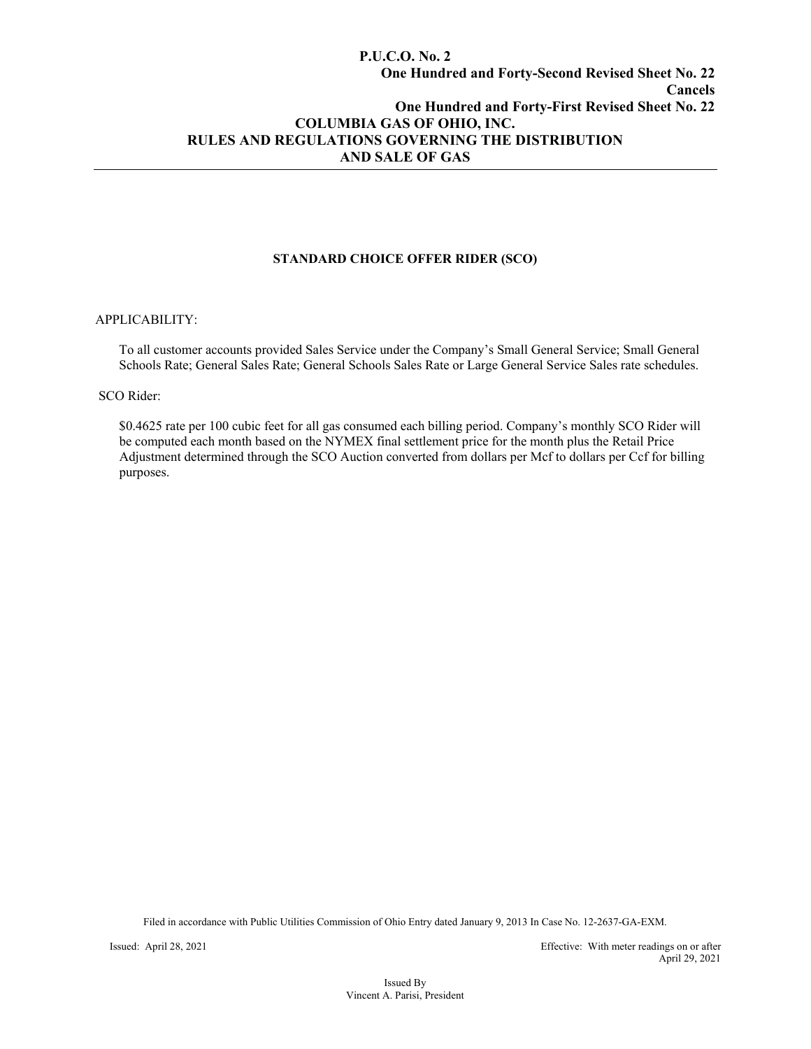**P.U.C.O. No. 2**
**One Hundred and Forty-Second Revised Sheet No. 22**
**Cancels**
**One Hundred and Forty-First Revised Sheet No. 22**

**COLUMBIA GAS OF OHIO, INC.**
**RULES AND REGULATIONS GOVERNING THE DISTRIBUTION AND SALE OF GAS**

---

## STANDARD CHOICE OFFER RIDER (SCO)

APPLICABILITY:

To all customer accounts provided Sales Service under the Company's Small General Service; Small General Schools Rate; General Sales Rate; General Schools Sales Rate or Large General Service Sales rate schedules.

SCO Rider:

$0.4625 rate per 100 cubic feet for all gas consumed each billing period. Company's monthly SCO Rider will be computed each month based on the NYMEX final settlement price for the month plus the Retail Price Adjustment determined through the SCO Auction converted from dollars per Mcf to dollars per Ccf for billing purposes.

Filed in accordance with Public Utilities Commission of Ohio Entry dated January 9, 2013 In Case No. 12-2637-GA-EXM.

Issued: April 28, 2021

Effective: With meter readings on or after April 29, 2021

Issued By
Vincent A. Parisi, President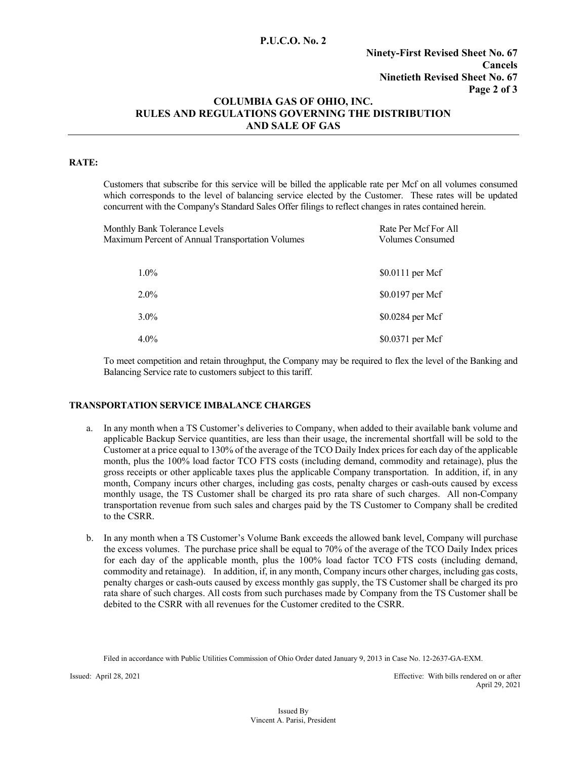**P.U.C.O. No. 2**

**Ninety-First Revised Sheet No. 67**
**Cancels**
**Ninetieth Revised Sheet No. 67**
**Page 2 of 3**

**COLUMBIA GAS OF OHIO, INC.**
**RULES AND REGULATIONS GOVERNING THE DISTRIBUTION AND SALE OF GAS**

**RATE:**

Customers that subscribe for this service will be billed the applicable rate per Mcf on all volumes consumed which corresponds to the level of balancing service elected by the Customer. These rates will be updated concurrent with the Company's Standard Sales Offer filings to reflect changes in rates contained herein.

| Monthly Bank Tolerance Levels Maximum Percent of Annual Transportation Volumes | Rate Per Mcf For All Volumes Consumed |
|---|---|
| 1.0% | $0.0111 per Mcf |
| 2.0% | $0.0197 per Mcf |
| 3.0% | $0.0284 per Mcf |
| 4.0% | $0.0371 per Mcf |

To meet competition and retain throughput, the Company may be required to flex the level of the Banking and Balancing Service rate to customers subject to this tariff.

**TRANSPORTATION SERVICE IMBALANCE CHARGES**

a. In any month when a TS Customer's deliveries to Company, when added to their available bank volume and applicable Backup Service quantities, are less than their usage, the incremental shortfall will be sold to the Customer at a price equal to 130% of the average of the TCO Daily Index prices for each day of the applicable month, plus the 100% load factor TCO FTS costs (including demand, commodity and retainage), plus the gross receipts or other applicable taxes plus the applicable Company transportation. In addition, if, in any month, Company incurs other charges, including gas costs, penalty charges or cash-outs caused by excess monthly usage, the TS Customer shall be charged its pro rata share of such charges. All non-Company transportation revenue from such sales and charges paid by the TS Customer to Company shall be credited to the CSRR.

b. In any month when a TS Customer's Volume Bank exceeds the allowed bank level, Company will purchase the excess volumes. The purchase price shall be equal to 70% of the average of the TCO Daily Index prices for each day of the applicable month, plus the 100% load factor TCO FTS costs (including demand, commodity and retainage). In addition, if, in any month, Company incurs other charges, including gas costs, penalty charges or cash-outs caused by excess monthly gas supply, the TS Customer shall be charged its pro rata share of such charges. All costs from such purchases made by Company from the TS Customer shall be debited to the CSRR with all revenues for the Customer credited to the CSRR.

Filed in accordance with Public Utilities Commission of Ohio Order dated January 9, 2013 in Case No. 12-2637-GA-EXM.

Issued: April 28, 2021

Effective: With bills rendered on or after April 29, 2021

Issued By
Vincent A. Parisi, President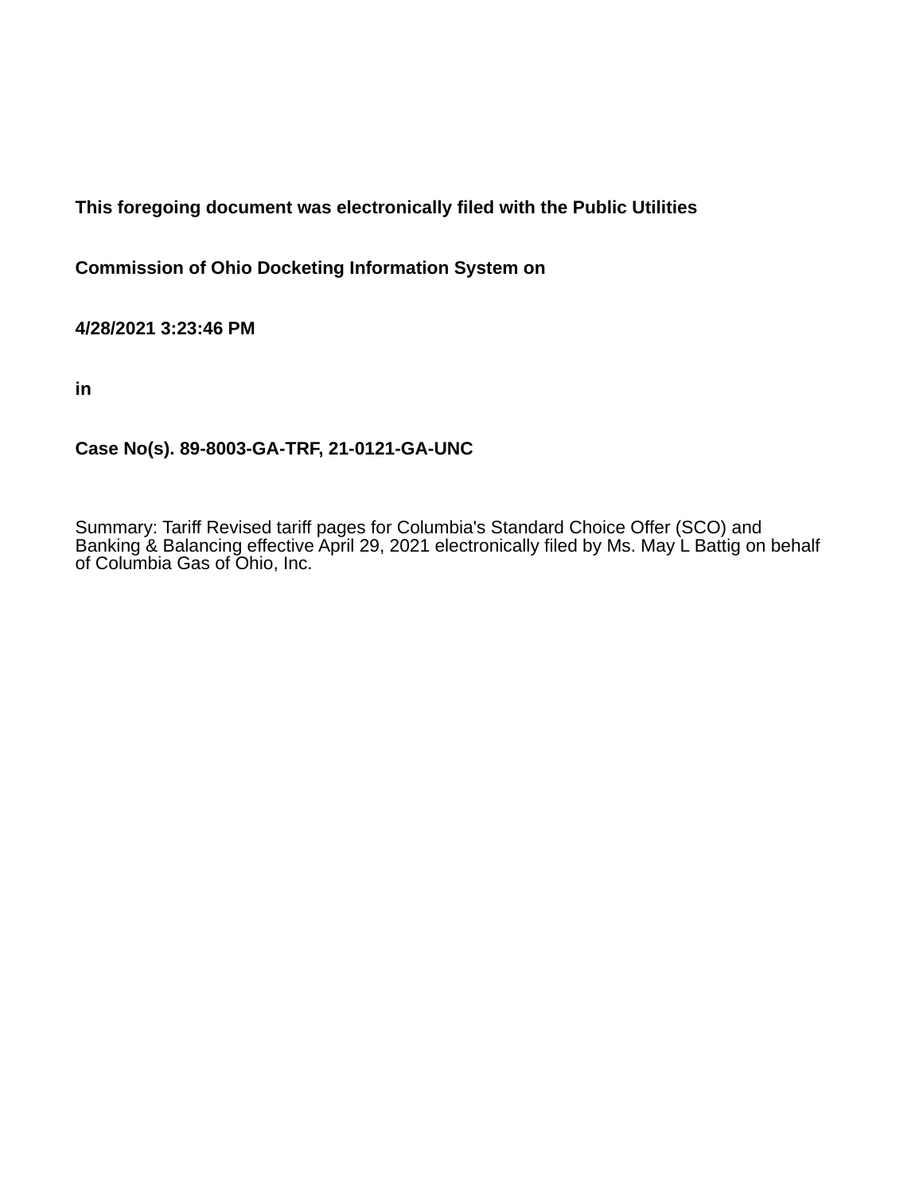**This foregoing document was electronically filed with the Public Utilities**

**Commission of Ohio Docketing Information System on**

**4/28/2021 3:23:46 PM**

**in**

**Case No(s). 89-8003-GA-TRF, 21-0121-GA-UNC**

Summary: Tariff Revised tariff pages for Columbia's Standard Choice Offer (SCO) and Banking & Balancing effective April 29, 2021 electronically filed by Ms. May L Battig on behalf of Columbia Gas of Ohio, Inc.